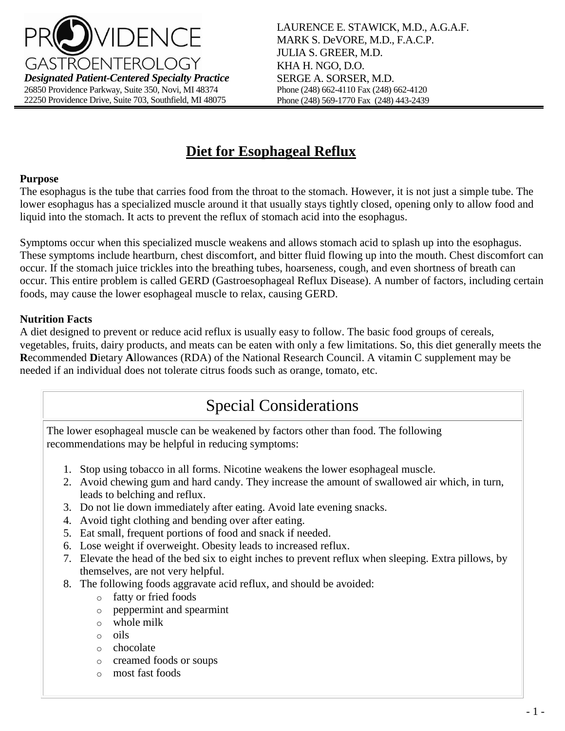PROVIDENCE GASTROENTEROLOGY

***Designated Patient-Centered Specialty Practice***

26850 Providence Parkway, Suite 350, Novi, MI 48374
22250 Providence Drive, Suite 703, Southfield, MI 48075

LAURENCE E. STAWICK, M.D., A.G.A.F.
MARK S. DeVORE, M.D., F.A.C.P.
JULIA S. GREER, M.D.
KHA H. NGO, D.O.
SERGE A. SORSER, M.D.
Phone (248) 662-4110 Fax (248) 662-4120
Phone (248) 569-1770 Fax (248) 443-2439

# Diet for Esophageal Reflux

**Purpose**

The esophagus is the tube that carries food from the throat to the stomach. However, it is not just a simple tube. The lower esophagus has a specialized muscle around it that usually stays tightly closed, opening only to allow food and liquid into the stomach. It acts to prevent the reflux of stomach acid into the esophagus.

Symptoms occur when this specialized muscle weakens and allows stomach acid to splash up into the esophagus. These symptoms include heartburn, chest discomfort, and bitter fluid flowing up into the mouth. Chest discomfort can occur. If the stomach juice trickles into the breathing tubes, hoarseness, cough, and even shortness of breath can occur. This entire problem is called GERD (Gastroesophageal Reflux Disease). A number of factors, including certain foods, may cause the lower esophageal muscle to relax, causing GERD.

**Nutrition Facts**

A diet designed to prevent or reduce acid reflux is usually easy to follow. The basic food groups of cereals, vegetables, fruits, dairy products, and meats can be eaten with only a few limitations. So, this diet generally meets the **R**ecommended **D**ietary **A**llowances (RDA) of the National Research Council. A vitamin C supplement may be needed if an individual does not tolerate citrus foods such as orange, tomato, etc.

## Special Considerations

The lower esophageal muscle can be weakened by factors other than food. The following recommendations may be helpful in reducing symptoms:

1. Stop using tobacco in all forms. Nicotine weakens the lower esophageal muscle.
2. Avoid chewing gum and hard candy. They increase the amount of swallowed air which, in turn, leads to belching and reflux.
3. Do not lie down immediately after eating. Avoid late evening snacks.
4. Avoid tight clothing and bending over after eating.
5. Eat small, frequent portions of food and snack if needed.
6. Lose weight if overweight. Obesity leads to increased reflux.
7. Elevate the head of the bed six to eight inches to prevent reflux when sleeping. Extra pillows, by themselves, are not very helpful.
8. The following foods aggravate acid reflux, and should be avoided:
   - fatty or fried foods
   - peppermint and spearmint
   - whole milk
   - oils
   - chocolate
   - creamed foods or soups
   - most fast foods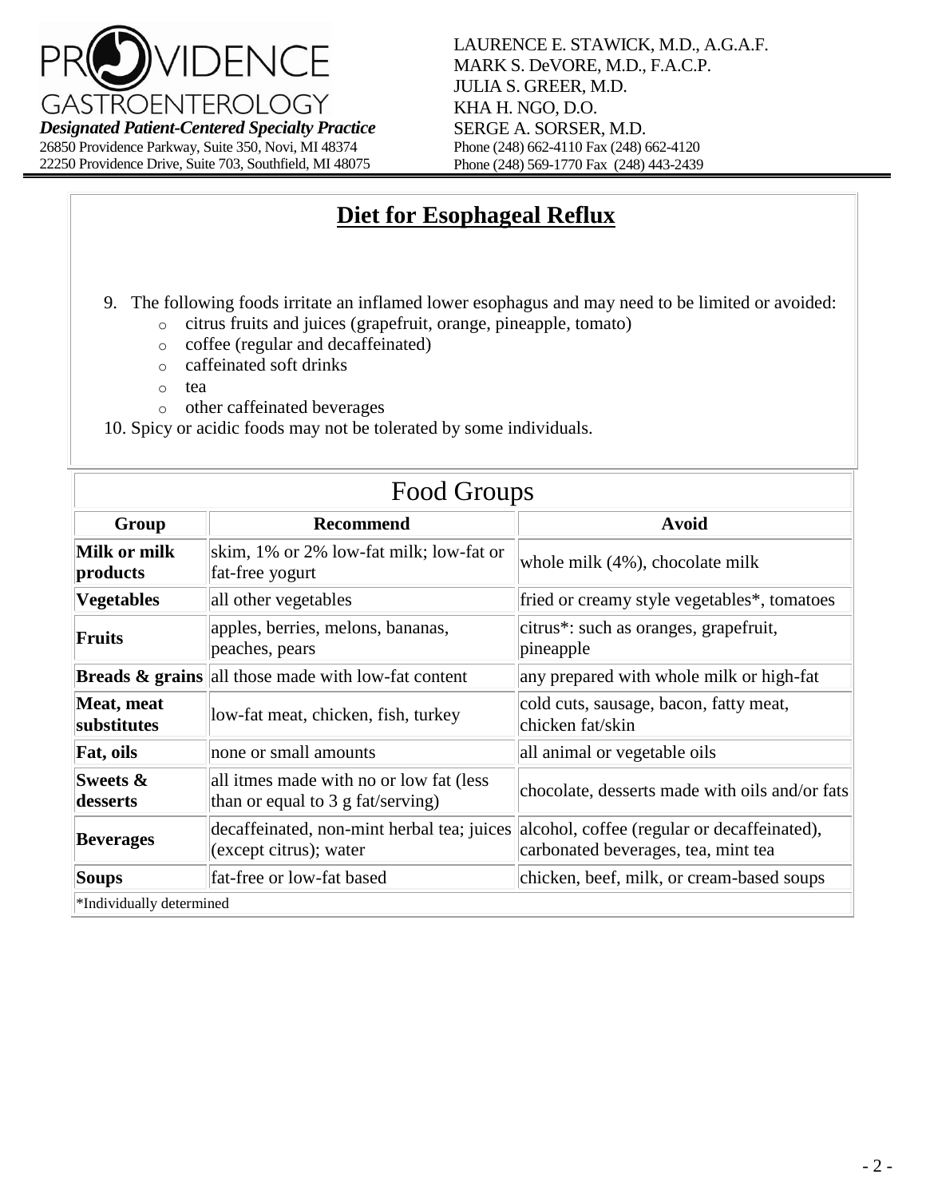PROVIDENCE GASTROENTEROLOGY

*Designated Patient-Centered Specialty Practice*

26850 Providence Parkway, Suite 350, Novi, MI 48374

22250 Providence Drive, Suite 703, Southfield, MI 48075

LAURENCE E. STAWICK, M.D., A.G.A.F.
MARK S. DeVORE, M.D., F.A.C.P.
JULIA S. GREER, M.D.
KHA H. NGO, D.O.
SERGE A. SORSER, M.D.
Phone (248) 662-4110 Fax (248) 662-4120
Phone (248) 569-1770 Fax (248) 443-2439

## Diet for Esophageal Reflux

9. The following foods irritate an inflamed lower esophagus and may need to be limited or avoided:
   - citrus fruits and juices (grapefruit, orange, pineapple, tomato)
   - coffee (regular and decaffeinated)
   - caffeinated soft drinks
   - tea
   - other caffeinated beverages
10. Spicy or acidic foods may not be tolerated by some individuals.

### Food Groups

| Group | Recommend | Avoid |
|---|---|---|
| **Milk or milk products** | skim, 1% or 2% low-fat milk; low-fat or fat-free yogurt | whole milk (4%), chocolate milk |
| **Vegetables** | all other vegetables | fried or creamy style vegetables*, tomatoes |
| **Fruits** | apples, berries, melons, bananas, peaches, pears | citrus*: such as oranges, grapefruit, pineapple |
| **Breads & grains** | all those made with low-fat content | any prepared with whole milk or high-fat |
| **Meat, meat substitutes** | low-fat meat, chicken, fish, turkey | cold cuts, sausage, bacon, fatty meat, chicken fat/skin |
| **Fat, oils** | none or small amounts | all animal or vegetable oils |
| **Sweets & desserts** | all itmes made with no or low fat (less than or equal to 3 g fat/serving) | chocolate, desserts made with oils and/or fats |
| **Beverages** | decaffeinated, non-mint herbal tea; juices (except citrus); water | alcohol, coffee (regular or decaffeinated), carbonated beverages, tea, mint tea |
| **Soups** | fat-free or low-fat based | chicken, beef, milk, or cream-based soups |

*Individually determined